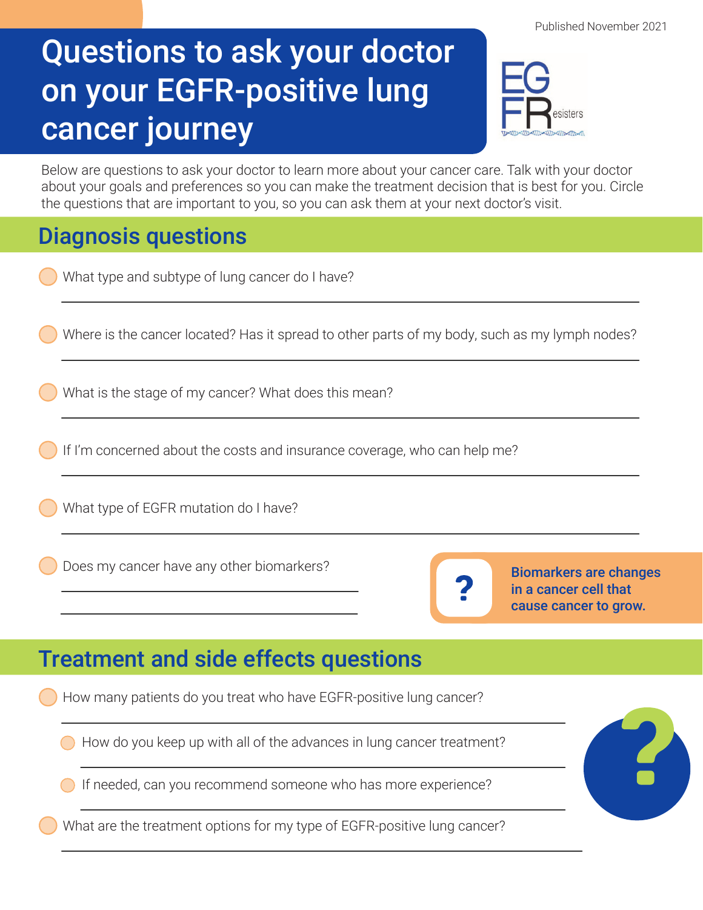Published November 2021

# Questions to ask your doctor on your EGFR-positive lung cancer journey

EGFResisters

Below are questions to ask your doctor to learn more about your cancer care. Talk with your doctor about your goals and preferences so you can make the treatment decision that is best for you. Circle the questions that are important to you, so you can ask them at your next doctor's visit.

## Diagnosis questions

- What type and subtype of lung cancer do I have?
- Where is the cancer located? Has it spread to other parts of my body, such as my lymph nodes?
- What is the stage of my cancer? What does this mean?
- If I'm concerned about the costs and insurance coverage, who can help me?
- What type of EGFR mutation do I have?
- Does my cancer have any other biomarkers?

**Biomarkers are changes in a cancer cell that cause cancer to grow.**

## Treatment and side effects questions

- How many patients do you treat who have EGFR-positive lung cancer?
  - How do you keep up with all of the advances in lung cancer treatment?
  - If needed, can you recommend someone who has more experience?
- What are the treatment options for my type of EGFR-positive lung cancer?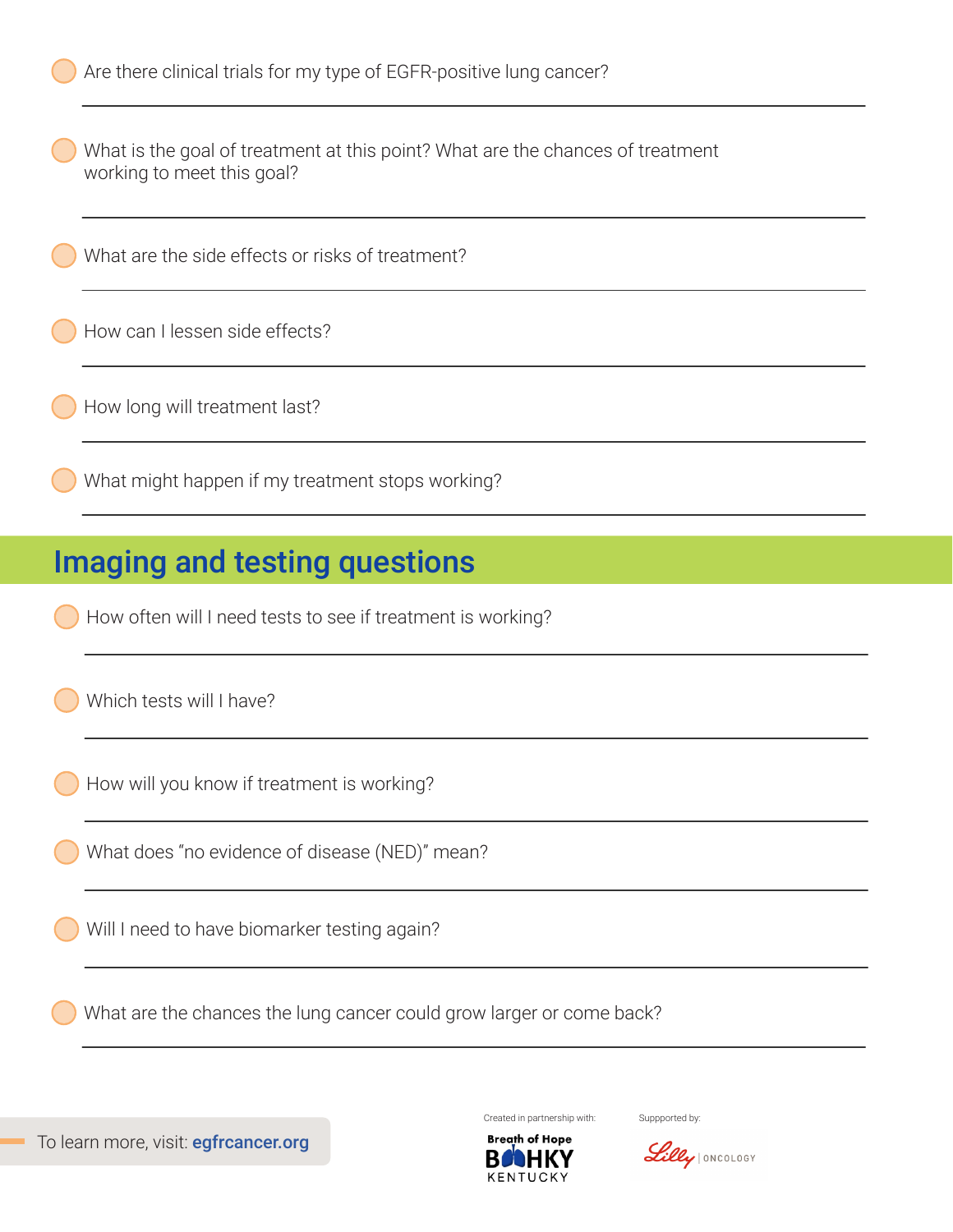- Are there clinical trials for my type of EGFR-positive lung cancer?
- What is the goal of treatment at this point? What are the chances of treatment working to meet this goal?
- What are the side effects or risks of treatment?
- How can I lessen side effects?
- How long will treatment last?
- What might happen if my treatment stops working?

## Imaging and testing questions

- How often will I need tests to see if treatment is working?
- Which tests will I have?
- How will you know if treatment is working?
- What does “no evidence of disease (NED)” mean?
- Will I need to have biomarker testing again?
- What are the chances the lung cancer could grow larger or come back?

To learn more, visit: **egfrcancer.org**

Created in partnership with: Breath of Hope BOHKY Kentucky

Suppported by: Lilly | Oncology